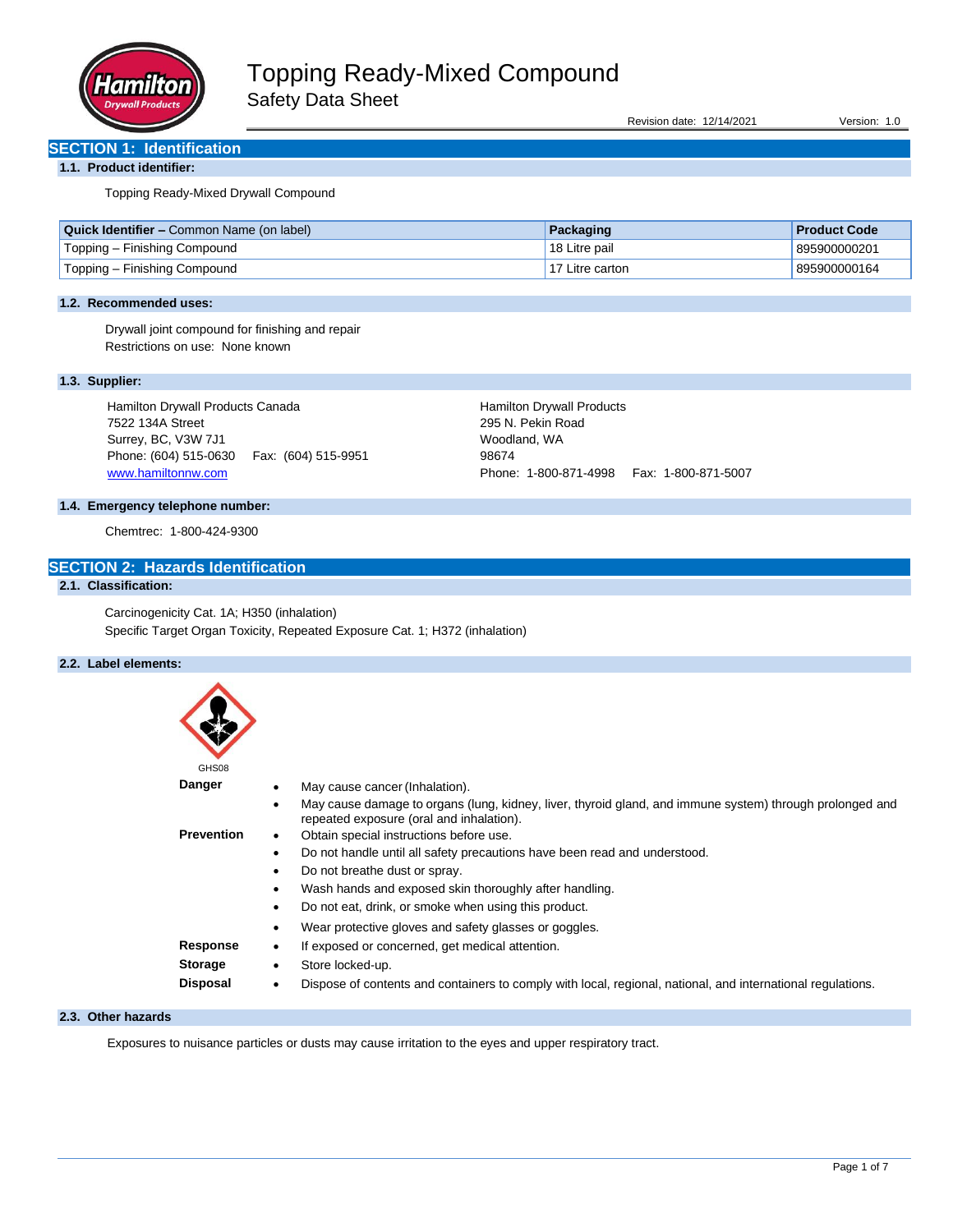# Topping Ready-Mixed Compound

Safety Data Sheet

Revision date: 12/14/2021 Version: 1.0

## SECTION 1: Identification

### 1.1. Product identifier:

Topping Ready-Mixed Drywall Compound

| **Quick Identifier –** Common Name (on label) | **Packaging** | **Product Code** |
|---|---|---|
| Topping – Finishing Compound | 18 Litre pail | 895900000201 |
| Topping – Finishing Compound | 17 Litre carton | 895900000164 |

### 1.2. Recommended uses:

Drywall joint compound for finishing and repair

Restrictions on use: None known

### 1.3. Supplier:

Hamilton Drywall Products Canada
7522 134A Street
Surrey, BC, V3W 7J1
Phone: (604) 515-0630 Fax: (604) 515-9951
www.hamiltonnw.com

Hamilton Drywall Products
295 N. Pekin Road
Woodland, WA
98674
Phone: 1-800-871-4998 Fax: 1-800-871-5007

### 1.4. Emergency telephone number:

Chemtrec: 1-800-424-9300

## SECTION 2: Hazards Identification

### 2.1. Classification:

Carcinogenicity Cat. 1A; H350 (inhalation)

Specific Target Organ Toxicity, Repeated Exposure Cat. 1; H372 (inhalation)

### 2.2. Label elements:

GHS08

**Danger**

- May cause cancer (Inhalation).
- May cause damage to organs (lung, kidney, liver, thyroid gland, and immune system) through prolonged and repeated exposure (oral and inhalation).

**Prevention**

- Obtain special instructions before use.
- Do not handle until all safety precautions have been read and understood.
- Do not breathe dust or spray.
- Wash hands and exposed skin thoroughly after handling.
- Do not eat, drink, or smoke when using this product.
- Wear protective gloves and safety glasses or goggles.

**Response**

- If exposed or concerned, get medical attention.

**Storage**

- Store locked-up.

**Disposal**

- Dispose of contents and containers to comply with local, regional, national, and international regulations.

### 2.3. Other hazards

Exposures to nuisance particles or dusts may cause irritation to the eyes and upper respiratory tract.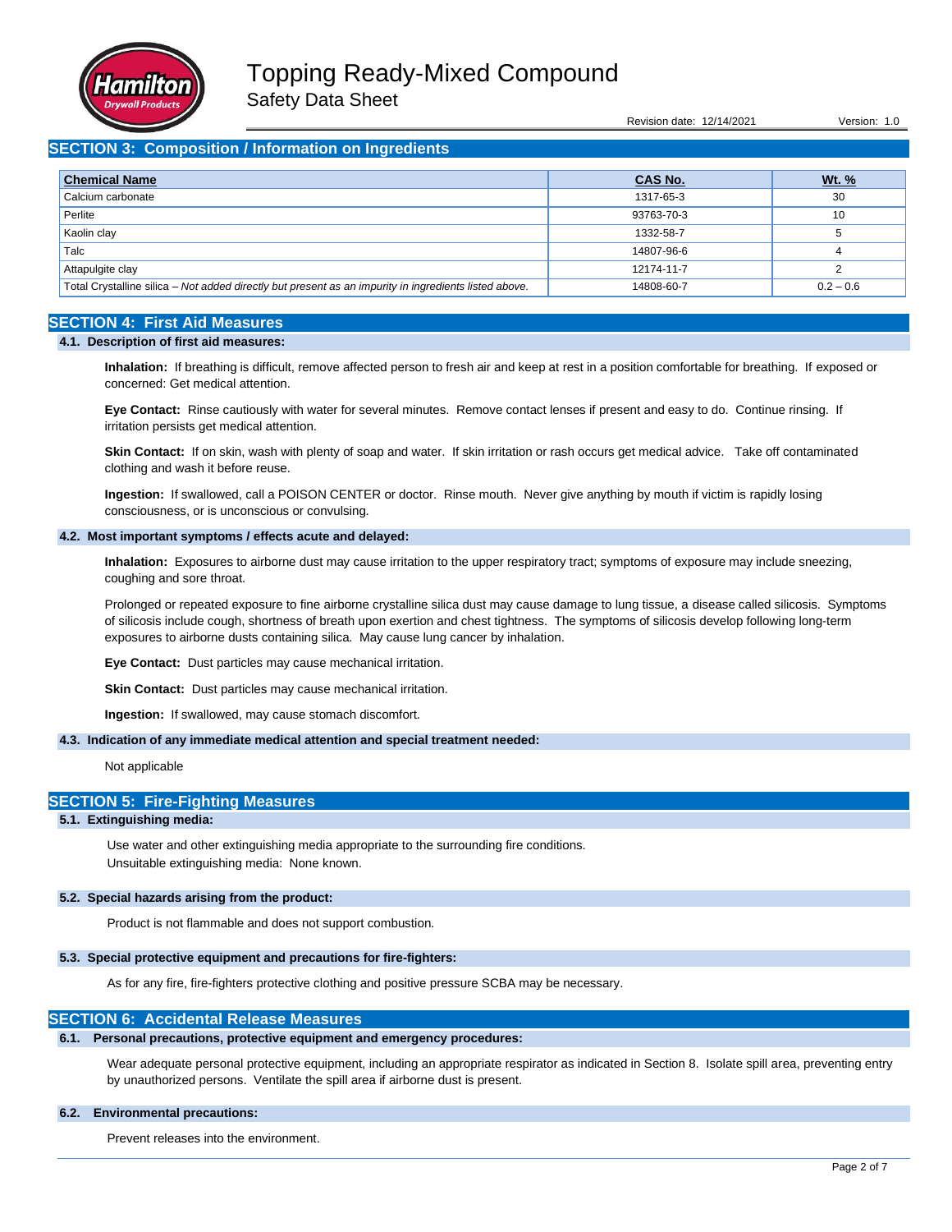## SECTION 3: Composition / Information on Ingredients

| Chemical Name | CAS No. | Wt. % |
|---|---|---|
| Calcium carbonate | 1317-65-3 | 30 |
| Perlite | 93763-70-3 | 10 |
| Kaolin clay | 1332-58-7 | 5 |
| Talc | 14807-96-6 | 4 |
| Attapulgite clay | 12174-11-7 | 2 |
| Total Crystalline silica – *Not added directly but present as an impurity in ingredients listed above.* | 14808-60-7 | 0.2 – 0.6 |

## SECTION 4: First Aid Measures

### 4.1. Description of first aid measures:

**Inhalation:** If breathing is difficult, remove affected person to fresh air and keep at rest in a position comfortable for breathing. If exposed or concerned: Get medical attention.

**Eye Contact:** Rinse cautiously with water for several minutes. Remove contact lenses if present and easy to do. Continue rinsing. If irritation persists get medical attention.

**Skin Contact:** If on skin, wash with plenty of soap and water. If skin irritation or rash occurs get medical advice. Take off contaminated clothing and wash it before reuse.

**Ingestion:** If swallowed, call a POISON CENTER or doctor. Rinse mouth. Never give anything by mouth if victim is rapidly losing consciousness, or is unconscious or convulsing.

### 4.2. Most important symptoms / effects acute and delayed:

**Inhalation:** Exposures to airborne dust may cause irritation to the upper respiratory tract; symptoms of exposure may include sneezing, coughing and sore throat.

Prolonged or repeated exposure to fine airborne crystalline silica dust may cause damage to lung tissue, a disease called silicosis. Symptoms of silicosis include cough, shortness of breath upon exertion and chest tightness. The symptoms of silicosis develop following long-term exposures to airborne dusts containing silica. May cause lung cancer by inhalation.

**Eye Contact:** Dust particles may cause mechanical irritation.

**Skin Contact:** Dust particles may cause mechanical irritation.

**Ingestion:** If swallowed, may cause stomach discomfort.

### 4.3. Indication of any immediate medical attention and special treatment needed:

Not applicable

## SECTION 5: Fire-Fighting Measures

### 5.1. Extinguishing media:

Use water and other extinguishing media appropriate to the surrounding fire conditions.
Unsuitable extinguishing media: None known.

### 5.2. Special hazards arising from the product:

Product is not flammable and does not support combustion.

### 5.3. Special protective equipment and precautions for fire-fighters:

As for any fire, fire-fighters protective clothing and positive pressure SCBA may be necessary.

## SECTION 6: Accidental Release Measures

### 6.1. Personal precautions, protective equipment and emergency procedures:

Wear adequate personal protective equipment, including an appropriate respirator as indicated in Section 8. Isolate spill area, preventing entry by unauthorized persons. Ventilate the spill area if airborne dust is present.

### 6.2. Environmental precautions:

Prevent releases into the environment.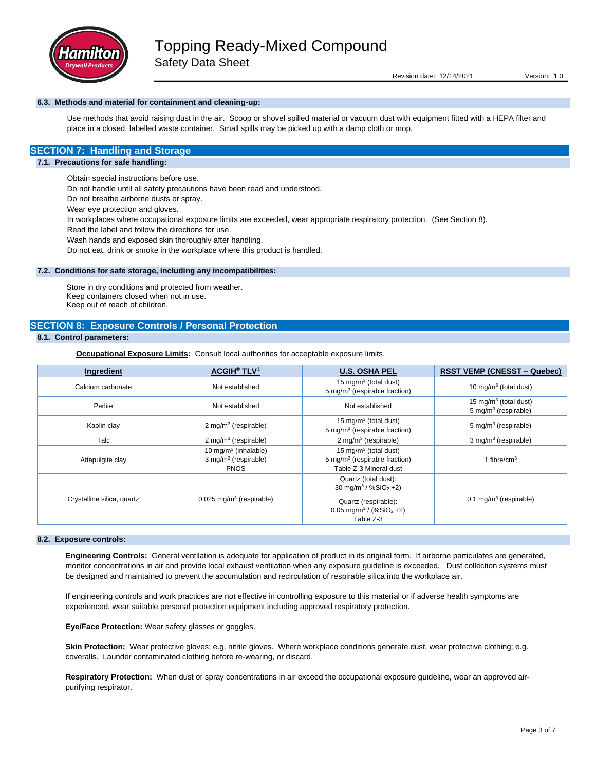### 6.3. Methods and material for containment and cleaning-up:

Use methods that avoid raising dust in the air. Scoop or shovel spilled material or vacuum dust with equipment fitted with a HEPA filter and place in a closed, labelled waste container. Small spills may be picked up with a damp cloth or mop.

## SECTION 7: Handling and Storage

### 7.1. Precautions for safe handling:

Obtain special instructions before use.
Do not handle until all safety precautions have been read and understood.
Do not breathe airborne dusts or spray.
Wear eye protection and gloves.
In workplaces where occupational exposure limits are exceeded, wear appropriate respiratory protection. (See Section 8).
Read the label and follow the directions for use.
Wash hands and exposed skin thoroughly after handling.
Do not eat, drink or smoke in the workplace where this product is handled.

### 7.2. Conditions for safe storage, including any incompatibilities:

Store in dry conditions and protected from weather.
Keep containers closed when not in use.
Keep out of reach of children.

## SECTION 8: Exposure Controls / Personal Protection

### 8.1. Control parameters:

**Occupational Exposure Limits:** Consult local authorities for acceptable exposure limits.

| Ingredient | ACGIH® TLV® | U.S. OSHA PEL | RSST VEMP (CNESST – Quebec) |
|---|---|---|---|
| Calcium carbonate | Not established | 15 mg/m$^3$ (total dust)<br>5 mg/m$^3$ (respirable fraction) | 10 mg/m$^3$ (total dust) |
| Perlite | Not established | Not established | 15 mg/m$^3$ (total dust)<br>5 mg/m$^3$ (respirable) |
| Kaolin clay | 2 mg/m$^3$ (respirable) | 15 mg/m$^3$ (total dust)<br>5 mg/m$^3$ (respirable fraction) | 5 mg/m$^3$ (respirable) |
| Talc | 2 mg/m$^3$ (respirable) | 2 mg/m$^3$ (respirable) | 3 mg/m$^3$ (respirable) |
| Attapulgite clay | 10 mg/m$^3$ (inhalable)<br>3 mg/m$^3$ (respirable)<br>PNOS | 15 mg/m$^3$ (total dust)<br>5 mg/m$^3$ (respirable fraction)<br>Table Z-3 Mineral dust | 1 fibre/cm$^3$ |
| Crystalline silica, quartz | 0.025 mg/m$^3$ (respirable) | Quartz (total dust):<br>30 mg/m$^3$ / %$SiO_2$ +2)<br>Quartz (respirable):<br>0.05 mg/m$^3$ / (%$SiO_2$ +2)<br>Table Z-3 | 0.1 mg/m$^3$ (respirable) |

### 8.2. Exposure controls:

**Engineering Controls:** General ventilation is adequate for application of product in its original form. If airborne particulates are generated, monitor concentrations in air and provide local exhaust ventilation when any exposure guideline is exceeded. Dust collection systems must be designed and maintained to prevent the accumulation and recirculation of respirable silica into the workplace air.

If engineering controls and work practices are not effective in controlling exposure to this material or if adverse health symptoms are experienced, wear suitable personal protection equipment including approved respiratory protection.

**Eye/Face Protection:** Wear safety glasses or goggles.

**Skin Protection:** Wear protective gloves; e.g. nitrile gloves. Where workplace conditions generate dust, wear protective clothing; e.g. coveralls. Launder contaminated clothing before re-wearing, or discard.

**Respiratory Protection:** When dust or spray concentrations in air exceed the occupational exposure guideline, wear an approved air-purifying respirator.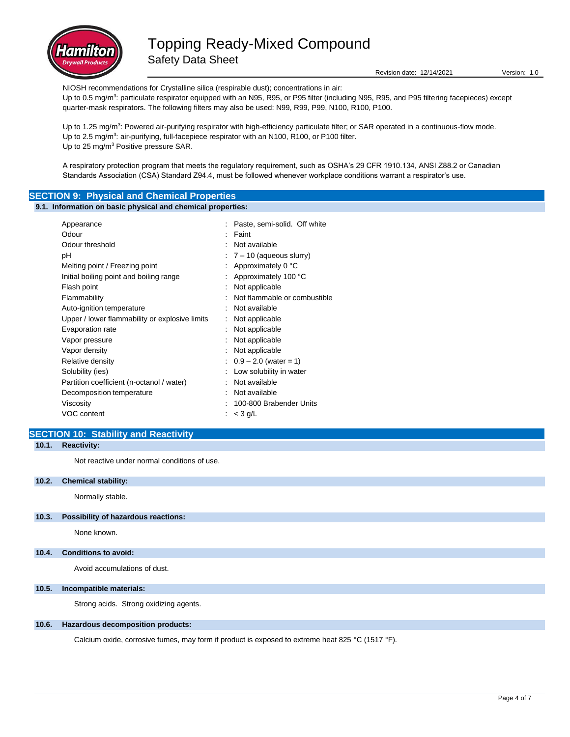NIOSH recommendations for Crystalline silica (respirable dust); concentrations in air:
Up to 0.5 mg/m$^3$: particulate respirator equipped with an N95, R95, or P95 filter (including N95, R95, and P95 filtering facepieces) except quarter-mask respirators. The following filters may also be used: N99, R99, P99, N100, R100, P100.

Up to 1.25 mg/m$^3$: Powered air-purifying respirator with high-efficiency particulate filter; or SAR operated in a continuous-flow mode.
Up to 2.5 mg/m$^3$: air-purifying, full-facepiece respirator with an N100, R100, or P100 filter.
Up to 25 mg/m$^3$ Positive pressure SAR.

A respiratory protection program that meets the regulatory requirement, such as OSHA's 29 CFR 1910.134, ANSI Z88.2 or Canadian Standards Association (CSA) Standard Z94.4, must be followed whenever workplace conditions warrant a respirator's use.

## SECTION 9: Physical and Chemical Properties

### 9.1. Information on basic physical and chemical properties:

| | |
|---|---|
| Appearance | : Paste, semi-solid. Off white |
| Odour | : Faint |
| Odour threshold | : Not available |
| pH | : 7 – 10 (aqueous slurry) |
| Melting point / Freezing point | : Approximately 0 °C |
| Initial boiling point and boiling range | : Approximately 100 °C |
| Flash point | : Not applicable |
| Flammability | : Not flammable or combustible |
| Auto-ignition temperature | : Not available |
| Upper / lower flammability or explosive limits | : Not applicable |
| Evaporation rate | : Not applicable |
| Vapor pressure | : Not applicable |
| Vapor density | : Not applicable |
| Relative density | : 0.9 – 2.0 (water = 1) |
| Solubility (ies) | : Low solubility in water |
| Partition coefficient (n-octanol / water) | : Not available |
| Decomposition temperature | : Not available |
| Viscosity | : 100-800 Brabender Units |
| VOC content | : < 3 g/L |

## SECTION 10: Stability and Reactivity

### 10.1. Reactivity:

Not reactive under normal conditions of use.

### 10.2. Chemical stability:

Normally stable.

### 10.3. Possibility of hazardous reactions:

None known.

### 10.4. Conditions to avoid:

Avoid accumulations of dust.

### 10.5. Incompatible materials:

Strong acids. Strong oxidizing agents.

### 10.6. Hazardous decomposition products:

Calcium oxide, corrosive fumes, may form if product is exposed to extreme heat 825 °C (1517 °F).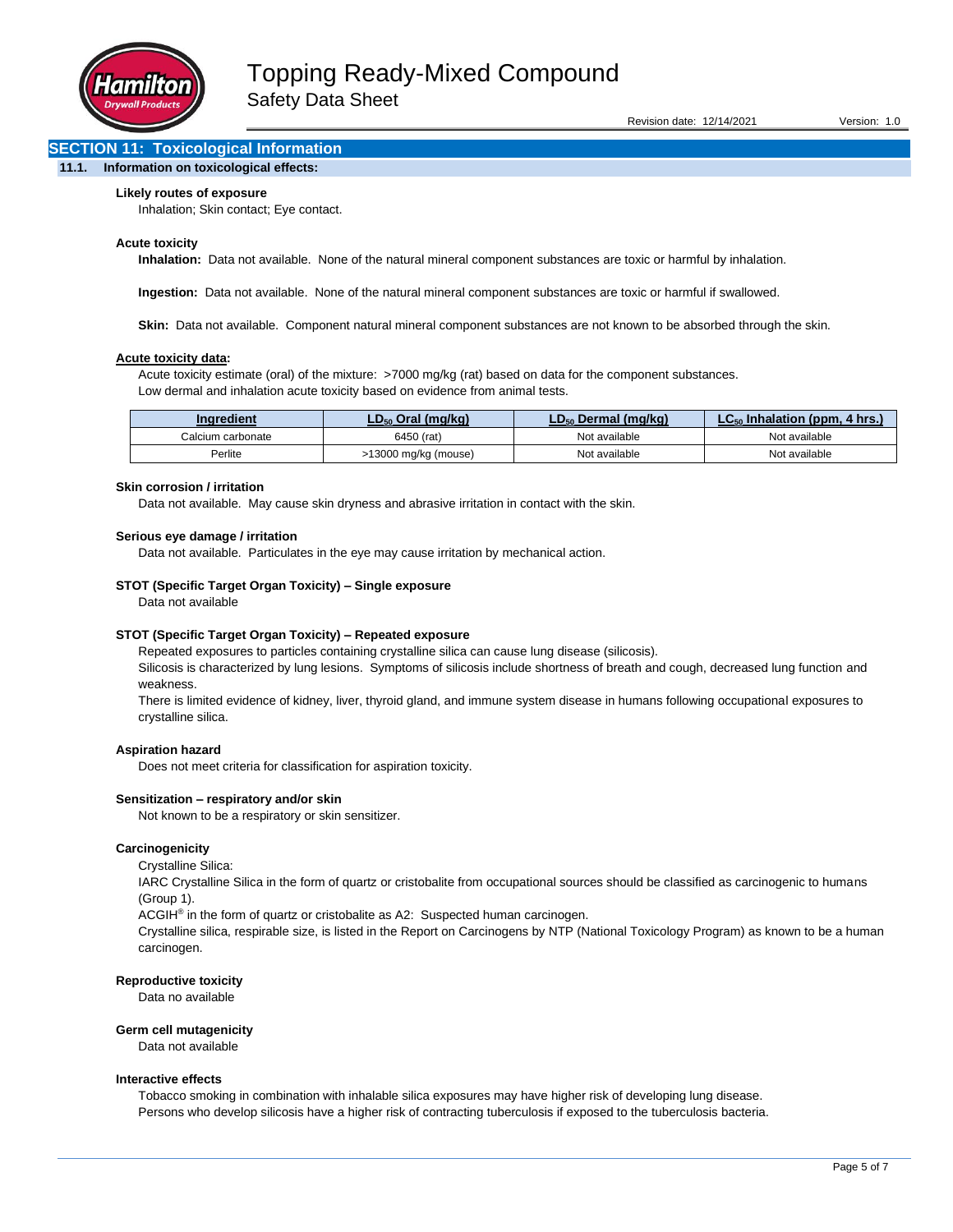## SECTION 11: Toxicological Information

### 11.1. Information on toxicological effects:

**Likely routes of exposure**

Inhalation; Skin contact; Eye contact.

**Acute toxicity**

**Inhalation:** Data not available. None of the natural mineral component substances are toxic or harmful by inhalation.

**Ingestion:** Data not available. None of the natural mineral component substances are toxic or harmful if swallowed.

**Skin:** Data not available. Component natural mineral component substances are not known to be absorbed through the skin.

**Acute toxicity data:**

Acute toxicity estimate (oral) of the mixture: >7000 mg/kg (rat) based on data for the component substances.
Low dermal and inhalation acute toxicity based on evidence from animal tests.

| Ingredient | $LD_{50}$ Oral (mg/kg) | $LD_{50}$ Dermal (mg/kg) | $LC_{50}$ Inhalation (ppm, 4 hrs.) |
|---|---|---|---|
| Calcium carbonate | 6450 (rat) | Not available | Not available |
| Perlite | >13000 mg/kg (mouse) | Not available | Not available |

**Skin corrosion / irritation**

Data not available. May cause skin dryness and abrasive irritation in contact with the skin.

**Serious eye damage / irritation**

Data not available. Particulates in the eye may cause irritation by mechanical action.

**STOT (Specific Target Organ Toxicity) – Single exposure**

Data not available

**STOT (Specific Target Organ Toxicity) – Repeated exposure**

Repeated exposures to particles containing crystalline silica can cause lung disease (silicosis).
Silicosis is characterized by lung lesions. Symptoms of silicosis include shortness of breath and cough, decreased lung function and weakness.
There is limited evidence of kidney, liver, thyroid gland, and immune system disease in humans following occupational exposures to crystalline silica.

**Aspiration hazard**

Does not meet criteria for classification for aspiration toxicity.

**Sensitization – respiratory and/or skin**

Not known to be a respiratory or skin sensitizer.

**Carcinogenicity**

Crystalline Silica:
IARC Crystalline Silica in the form of quartz or cristobalite from occupational sources should be classified as carcinogenic to humans (Group 1).
ACGIH® in the form of quartz or cristobalite as A2: Suspected human carcinogen.
Crystalline silica, respirable size, is listed in the Report on Carcinogens by NTP (National Toxicology Program) as known to be a human carcinogen.

**Reproductive toxicity**

Data no available

**Germ cell mutagenicity**

Data not available

**Interactive effects**

Tobacco smoking in combination with inhalable silica exposures may have higher risk of developing lung disease.
Persons who develop silicosis have a higher risk of contracting tuberculosis if exposed to the tuberculosis bacteria.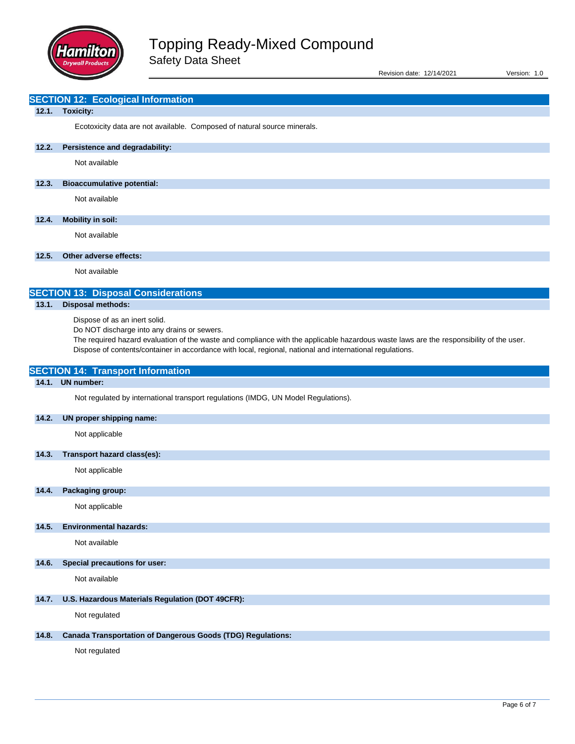## SECTION 12: Ecological Information

### 12.1. Toxicity:

Ecotoxicity data are not available. Composed of natural source minerals.

### 12.2. Persistence and degradability:

Not available

### 12.3. Bioaccumulative potential:

Not available

### 12.4. Mobility in soil:

Not available

### 12.5. Other adverse effects:

Not available

## SECTION 13: Disposal Considerations

### 13.1. Disposal methods:

Dispose of as an inert solid.
Do NOT discharge into any drains or sewers.
The required hazard evaluation of the waste and compliance with the applicable hazardous waste laws are the responsibility of the user.
Dispose of contents/container in accordance with local, regional, national and international regulations.

## SECTION 14: Transport Information

### 14.1. UN number:

Not regulated by international transport regulations (IMDG, UN Model Regulations).

### 14.2. UN proper shipping name:

Not applicable

### 14.3. Transport hazard class(es):

Not applicable

### 14.4. Packaging group:

Not applicable

### 14.5. Environmental hazards:

Not available

### 14.6. Special precautions for user:

Not available

### 14.7. U.S. Hazardous Materials Regulation (DOT 49CFR):

Not regulated

### 14.8. Canada Transportation of Dangerous Goods (TDG) Regulations:

Not regulated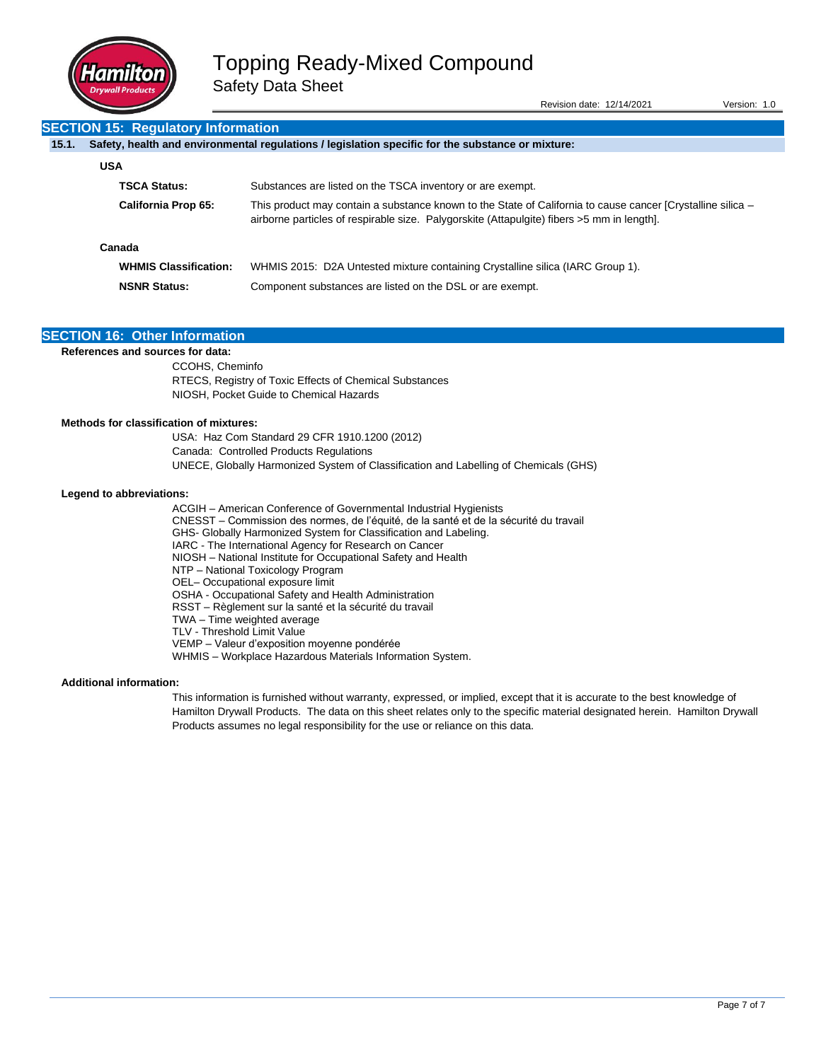## SECTION 15: Regulatory Information

### 15.1. Safety, health and environmental regulations / legislation specific for the substance or mixture:

**USA**

| | |
|---|---|
| **TSCA Status:** | Substances are listed on the TSCA inventory or are exempt. |
| **California Prop 65:** | This product may contain a substance known to the State of California to cause cancer [Crystalline silica – airborne particles of respirable size. Palygorskite (Attapulgite) fibers >5 mm in length]. |

**Canada**

| | |
|---|---|
| **WHMIS Classification:** | WHMIS 2015: D2A Untested mixture containing Crystalline silica (IARC Group 1). |
| **NSNR Status:** | Component substances are listed on the DSL or are exempt. |

## SECTION 16: Other Information

**References and sources for data:**

CCOHS, Cheminfo
RTECS, Registry of Toxic Effects of Chemical Substances
NIOSH, Pocket Guide to Chemical Hazards

**Methods for classification of mixtures:**

USA: Haz Com Standard 29 CFR 1910.1200 (2012)
Canada: Controlled Products Regulations
UNECE, Globally Harmonized System of Classification and Labelling of Chemicals (GHS)

**Legend to abbreviations:**

ACGIH – American Conference of Governmental Industrial Hygienists
CNESST – Commission des normes, de l'équité, de la santé et de la sécurité du travail
GHS- Globally Harmonized System for Classification and Labeling.
IARC - The International Agency for Research on Cancer
NIOSH – National Institute for Occupational Safety and Health
NTP – National Toxicology Program
OEL– Occupational exposure limit
OSHA - Occupational Safety and Health Administration
RSST – Règlement sur la santé et la sécurité du travail
TWA – Time weighted average
TLV - Threshold Limit Value
VEMP – Valeur d'exposition moyenne pondérée
WHMIS – Workplace Hazardous Materials Information System.

**Additional information:**

This information is furnished without warranty, expressed, or implied, except that it is accurate to the best knowledge of Hamilton Drywall Products. The data on this sheet relates only to the specific material designated herein. Hamilton Drywall Products assumes no legal responsibility for the use or reliance on this data.